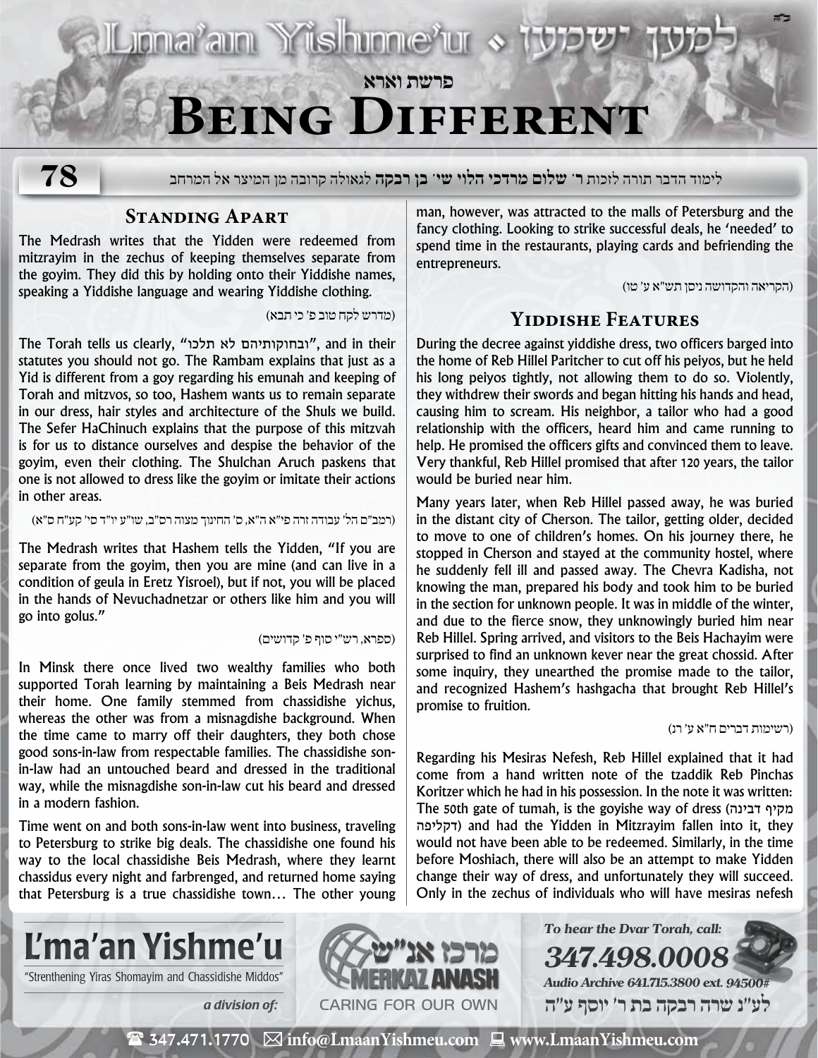ב"ה

# Lma'an Yishme'u • למען ישמעו

## פרשת וארא

# Being Different

78

לימוד הדבר תורה לזכות **ר' שלום מרדכי הלוי שי' בן רבקה** לגאולה קרובה מן המיצר אל המרחב

## Standing Apart

The Medrash writes that the Yidden were redeemed from mitzrayim in the zechus of keeping themselves separate from the goyim. They did this by holding onto their Yiddishe names, speaking a Yiddishe language and wearing Yiddishe clothing.

(מדרש לקח טוב פ' כי תבא)

The Torah tells us clearly, "ובחוקותיהם לא תלכו", and in their statutes you should not go. The Rambam explains that just as a Yid is different from a goy regarding his emunah and keeping of Torah and mitzvos, so too, Hashem wants us to remain separate in our dress, hair styles and architecture of the Shuls we build. The Sefer HaChinuch explains that the purpose of this mitzvah is for us to distance ourselves and despise the behavior of the goyim, even their clothing. The Shulchan Aruch paskens that one is not allowed to dress like the goyim or imitate their actions in other areas.

(רמב"ם הל' עבודה זרה פי"א ה"א, ס' החינוך מצוה רס"ב, שו"ע יו"ד סי' קע"ח ס"א)

The Medrash writes that Hashem tells the Yidden, "If you are separate from the goyim, then you are mine (and can live in a condition of geula in Eretz Yisroel), but if not, you will be placed in the hands of Nevuchadnetzar or others like him and you will go into golus."

(ספרא, רש"י סוף פ' קדושים)

In Minsk there once lived two wealthy families who both supported Torah learning by maintaining a Beis Medrash near their home. One family stemmed from chassidishe yichus, whereas the other was from a misnagdishe background. When the time came to marry off their daughters, they both chose good sons-in-law from respectable families. The chassidishe son-in-law had an untouched beard and dressed in the traditional way, while the misnagdishe son-in-law cut his beard and dressed in a modern fashion.

Time went on and both sons-in-law went into business, traveling to Petersburg to strike big deals. The chassidishe one found his way to the local chassidishe Beis Medrash, where they learnt chassidus every night and farbrenged, and returned home saying that Petersburg is a true chassidishe town… The other young man, however, was attracted to the malls of Petersburg and the fancy clothing. Looking to strike successful deals, he 'needed' to spend time in the restaurants, playing cards and befriending the entrepreneurs.

(הקריאה והקדושה ניסן תש"א ע' טו)

## Yiddishe Features

During the decree against yiddishe dress, two officers barged into the home of Reb Hillel Paritcher to cut off his peiyos, but he held his long peiyos tightly, not allowing them to do so. Violently, they withdrew their swords and began hitting his hands and head, causing him to scream. His neighbor, a tailor who had a good relationship with the officers, heard him and came running to help. He promised the officers gifts and convinced them to leave. Very thankful, Reb Hillel promised that after 120 years, the tailor would be buried near him.

Many years later, when Reb Hillel passed away, he was buried in the distant city of Cherson. The tailor, getting older, decided to move to one of children's homes. On his journey there, he stopped in Cherson and stayed at the community hostel, where he suddenly fell ill and passed away. The Chevra Kadisha, not knowing the man, prepared his body and took him to be buried in the section for unknown people. It was in middle of the winter, and due to the fierce snow, they unknowingly buried him near Reb Hillel. Spring arrived, and visitors to the Beis Hachayim were surprised to find an unknown kever near the great chossid. After some inquiry, they unearthed the promise made to the tailor, and recognized Hashem's hashgacha that brought Reb Hillel's promise to fruition.

(רשימות דברים ח"א ע' רנ)

Regarding his Mesiras Nefesh, Reb Hillel explained that it had come from a hand written note of the tzaddik Reb Pinchas Koritzer which he had in his possession. In the note it was written: The 50th gate of tumah, is the goyishe way of dress (מקיף דבינה דקליפה) and had the Yidden in Mitzrayim fallen into it, they would not have been able to be redeemed. Similarly, in the time before Moshiach, there will also be an attempt to make Yidden change their way of dress, and unfortunately they will succeed. Only in the zechus of individuals who will have mesiras nefesh

**L'ma'an Yishme'u**
"Strenthening Yiras Shomayim and Chassidishe Middos"
*a division of:* מרכז אנ"ש MERKAZ ANASH — CARING FOR OUR OWN

*To hear the Dvar Torah, call:*
***347.498.0008***
*Audio Archive 641.715.3800 ext. 94500#*
לע"נ שרה רבקה בת ר' יוסף ע"ה

347.471.1770 info@LmaanYishmeu.com www.LmaanYishmeu.com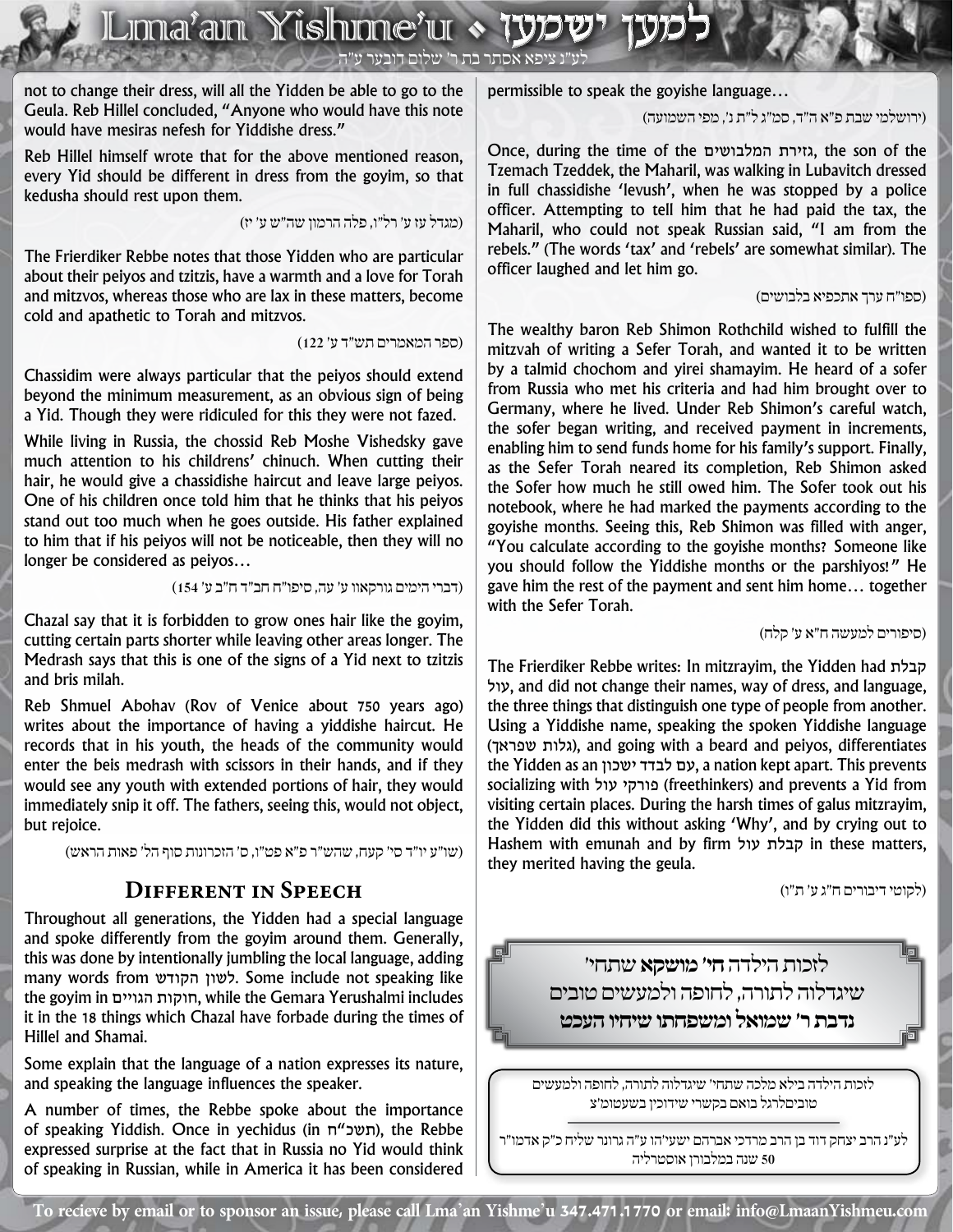not to change their dress, will all the Yidden be able to go to the Geula. Reb Hillel concluded, "Anyone who would have this note would have mesiras nefesh for Yiddishe dress."

Reb Hillel himself wrote that for the above mentioned reason, every Yid should be different in dress from the goyim, so that kedusha should rest upon them.

(מגדל עז ע' רל"ו, פלה הרמון שה"ש ע' יז)

The Frierdiker Rebbe notes that those Yidden who are particular about their peiyos and tzitzis, have a warmth and a love for Torah and mitzvos, whereas those who are lax in these matters, become cold and apathetic to Torah and mitzvos.

(ספר המאמרים תש"ד ע' 122)

Chassidim were always particular that the peiyos should extend beyond the minimum measurement, as an obvious sign of being a Yid. Though they were ridiculed for this they were not fazed.

While living in Russia, the chossid Reb Moshe Vishedsky gave much attention to his childrens' chinuch. When cutting their hair, he would give a chassidishe haircut and leave large peiyos. One of his children once told him that he thinks that his peiyos stand out too much when he goes outside. His father explained to him that if his peiyos will not be noticeable, then they will no longer be considered as peiyos…

(דברי הימים גורקאוו ע' עה, סיפו"ח חב"ד ח"ב ע' 154)

Chazal say that it is forbidden to grow ones hair like the goyim, cutting certain parts shorter while leaving other areas longer. The Medrash says that this is one of the signs of a Yid next to tzitzis and bris milah.

Reb Shmuel Abohav (Rov of Venice about 750 years ago) writes about the importance of having a yiddishe haircut. He records that in his youth, the heads of the community would enter the beis medrash with scissors in their hands, and if they would see any youth with extended portions of hair, they would immediately snip it off. The fathers, seeing this, would not object, but rejoice.

(שו"ע יו"ד סי' קעח, שהש"ר פ"א פט"ו, ס' הזכרונות סוף הל' פאות הראש)

## Different in Speech

Throughout all generations, the Yidden had a special language and spoke differently from the goyim around them. Generally, this was done by intentionally jumbling the local language, adding many words from לשון הקודש. Some include not speaking like the goyim in חוקות הגויים, while the Gemara Yerushalmi includes it in the 18 things which Chazal have forbade during the times of Hillel and Shamai.

Some explain that the language of a nation expresses its nature, and speaking the language influences the speaker.

A number of times, the Rebbe spoke about the importance of speaking Yiddish. Once in yechidus (in תשכ"ח), the Rebbe expressed surprise at the fact that in Russia no Yid would think of speaking in Russian, while in America it has been considered permissible to speak the goyishe language…

(ירושלמי שבת פ"א ה"ד, סמ"ג ל"ת נ', מפי השמועה)

Once, during the time of the גזירת המלבושים, the son of the Tzemach Tzeddek, the Maharil, was walking in Lubavitch dressed in full chassidishe 'levush', when he was stopped by a police officer. Attempting to tell him that he had paid the tax, the Maharil, who could not speak Russian said, "I am from the rebels." (The words 'tax' and 'rebels' are somewhat similar). The officer laughed and let him go.

(ספו"ח ערך אתכפיא בלבושים)

The wealthy baron Reb Shimon Rothchild wished to fulfill the mitzvah of writing a Sefer Torah, and wanted it to be written by a talmid chochom and yirei shamayim. He heard of a sofer from Russia who met his criteria and had him brought over to Germany, where he lived. Under Reb Shimon's careful watch, the sofer began writing, and received payment in increments, enabling him to send funds home for his family's support. Finally, as the Sefer Torah neared its completion, Reb Shimon asked the Sofer how much he still owed him. The Sofer took out his notebook, where he had marked the payments according to the goyishe months. Seeing this, Reb Shimon was filled with anger, "You calculate according to the goyishe months? Someone like you should follow the Yiddishe months or the parshiyos!" He gave him the rest of the payment and sent him home… together with the Sefer Torah.

(סיפורים למעשה ח"א ע' קלח)

The Frierdiker Rebbe writes: In mitzrayim, the Yidden had קבלת עול, and did not change their names, way of dress, and language, the three things that distinguish one type of people from another. Using a Yiddishe name, speaking the spoken Yiddishe language (גלות שפראך), and going with a beard and peiyos, differentiates the Yidden as an עם לבדד ישכון, a nation kept apart. This prevents socializing with פורקי עול (freethinkers) and prevents a Yid from visiting certain places. During the harsh times of galus mitzrayim, the Yidden did this without asking 'Why', and by crying out to Hashem with emunah and by firm קבלת עול in these matters, they merited having the geula.

(לקוטי דיבורים ח"ג ע' ת"ו)

לזכות הילדה **חי' מושקא** שתחי'
שיגדלוה לתורה, לחופה ולמעשים טובים
**נדבת ר' שמואל ומשפחתו שיחיו העכט**

לזכות הילדה בילא מלכה שתחי' שיגדלוה לתורה, לחופה ולמעשים טובים לרגל בואם בקשרי שידוכין בשעטומו"צ

לע"נ הרב יצחק דוד בן הרב מרדכי אברהם ישעי'הו ע"ה גרונר שליח כ"ק אדמו"ר 50 שנה במלבורן אוסטרליה

To recieve by email or to sponsor an issue, please call Lma'an Yishme'u 347.471.1770 or email: info@LmaanYishmeu.com